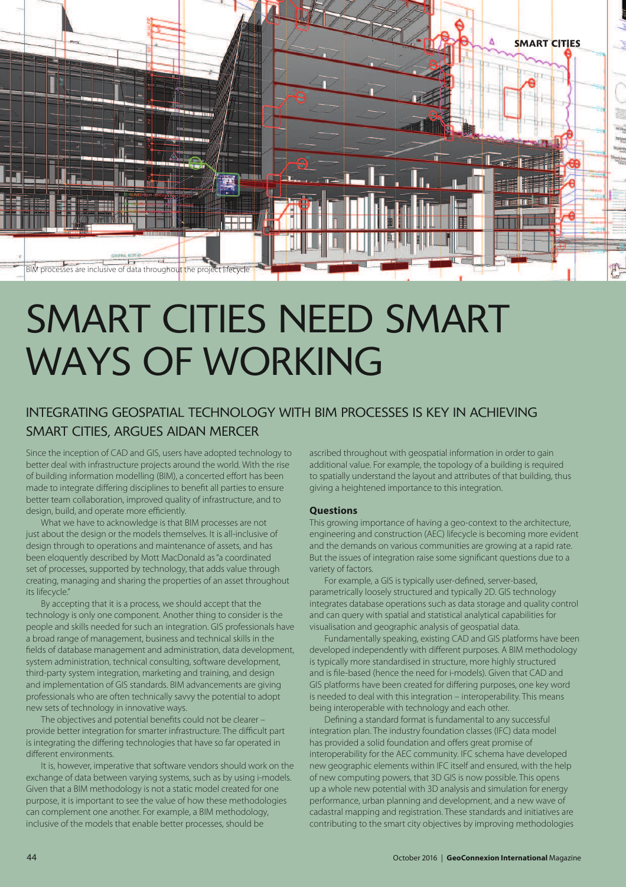BIM processes are inclusive of data throughout the project lifecycle

# SMART CITIES NEED SMART WAYS OF WORKING

## INTEGRATING GEOSPATIAL TECHNOLOGY WITH BIM PROCESSES IS KEY IN ACHIEVING SMART CITIES, ARGUES AIDAN MERCER

Since the inception of CAD and GIS, users have adopted technology to better deal with infrastructure projects around the world. With the rise of building information modelling (BIM), a concerted effort has been made to integrate differing disciplines to benefit all parties to ensure better team collaboration, improved quality of infrastructure, and to design, build, and operate more efficiently.

What we have to acknowledge is that BIM processes are not just about the design or the models themselves. It is all-inclusive of design through to operations and maintenance of assets, and has been eloquently described by Mott MacDonald as "a coordinated set of processes, supported by technology, that adds value through creating, managing and sharing the properties of an asset throughout its lifecycle."

By accepting that it is a process, we should accept that the technology is only one component. Another thing to consider is the people and skills needed for such an integration. GIS professionals have a broad range of management, business and technical skills in the fields of database management and administration, data development, system administration, technical consulting, software development, third-party system integration, marketing and training, and design and implementation of GIS standards. BIM advancements are giving professionals who are often technically savvy the potential to adopt new sets of technology in innovative ways.

The objectives and potential benefits could not be clearer – provide better integration for smarter infrastructure. The difficult part is integrating the differing technologies that have so far operated in different environments.

It is, however, imperative that software vendors should work on the exchange of data between varying systems, such as by using i-models. Given that a BIM methodology is not a static model created for one purpose, it is important to see the value of how these methodologies can complement one another. For example, a BIM methodology, inclusive of the models that enable better processes, should be ascribed throughout with geospatial information in order to gain additional value. For example, the topology of a building is required to spatially understand the layout and attributes of that building, thus giving a heightened importance to this integration.

### Questions

This growing importance of having a geo-context to the architecture, engineering and construction (AEC) lifecycle is becoming more evident and the demands on various communities are growing at a rapid rate. But the issues of integration raise some significant questions due to a variety of factors.

For example, a GIS is typically user-defined, server-based, parametrically loosely structured and typically 2D. GIS technology integrates database operations such as data storage and quality control and can query with spatial and statistical analytical capabilities for visualisation and geographic analysis of geospatial data.

Fundamentally speaking, existing CAD and GIS platforms have been developed independently with different purposes. A BIM methodology is typically more standardised in structure, more highly structured and is file-based (hence the need for i-models). Given that CAD and GIS platforms have been created for differing purposes, one key word is needed to deal with this integration – interoperability. This means being interoperable with technology and each other.

Defining a standard format is fundamental to any successful integration plan. The industry foundation classes (IFC) data model has provided a solid foundation and offers great promise of interoperability for the AEC community. IFC schema have developed new geographic elements within IFC itself and ensured, with the help of new computing powers, that 3D GIS is now possible. This opens up a whole new potential with 3D analysis and simulation for energy performance, urban planning and development, and a new wave of cadastral mapping and registration. These standards and initiatives are contributing to the smart city objectives by improving methodologies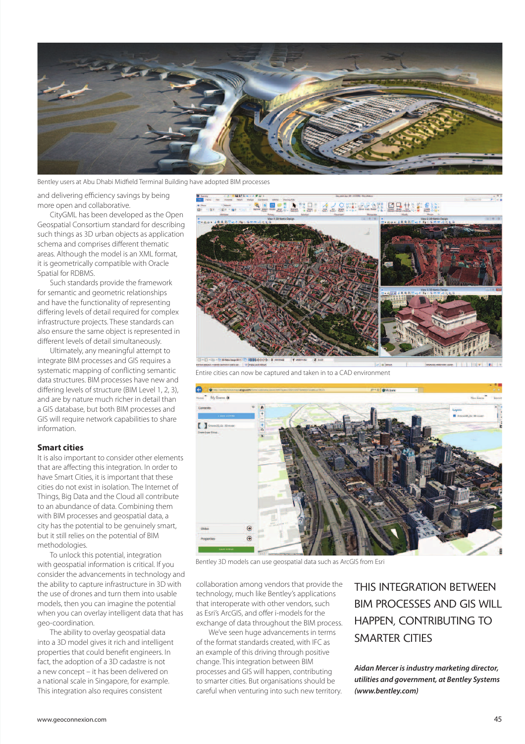Bentley users at Abu Dhabi Midfield Terminal Building have adopted BIM processes

and delivering efficiency savings by being more open and collaborative.

CityGML has been developed as the Open Geospatial Consortium standard for describing such things as 3D urban objects as application schema and comprises different thematic areas. Although the model is an XML format, it is geometrically compatible with Oracle Spatial for RDBMS.

Such standards provide the framework for semantic and geometric relationships and have the functionality of representing differing levels of detail required for complex infrastructure projects. These standards can also ensure the same object is represented in different levels of detail simultaneously.

Ultimately, any meaningful attempt to integrate BIM processes and GIS requires a systematic mapping of conflicting semantic data structures. BIM processes have new and differing levels of structure (BIM Level 1, 2, 3), and are by nature much richer in detail than a GIS database, but both BIM processes and GIS will require network capabilities to share information.

### Smart cities

It is also important to consider other elements that are affecting this integration. In order to have Smart Cities, it is important that these cities do not exist in isolation. The Internet of Things, Big Data and the Cloud all contribute to an abundance of data. Combining them with BIM processes and geospatial data, a city has the potential to be genuinely smart, but it still relies on the potential of BIM methodologies.

To unlock this potential, integration with geospatial information is critical. If you consider the advancements in technology and the ability to capture infrastructure in 3D with the use of drones and turn them into usable models, then you can imagine the potential when you can overlay intelligent data that has geo-coordination.

The ability to overlay geospatial data into a 3D model gives it rich and intelligent properties that could benefit engineers. In fact, the adoption of a 3D cadastre is not a new concept – it has been delivered on a national scale in Singapore, for example. This integration also requires consistent collaboration among vendors that provide the technology, much like Bentley's applications that interoperate with other vendors, such as Esri's ArcGIS, and offer i-models for the exchange of data throughout the BIM process.

We've seen huge advancements in terms of the format standards created, with IFC as an example of this driving through positive change. This integration between BIM processes and GIS will happen, contributing to smarter cities. But organisations should be careful when venturing into such new territory.

Entire cities can now be captured and taken in to a CAD environment

Bentley 3D models can use geospatial data such as ArcGIS from Esri

THIS INTEGRATION BETWEEN BIM PROCESSES AND GIS WILL HAPPEN, CONTRIBUTING TO SMARTER CITIES

***Aidan Mercer is industry marketing director, utilities and government, at Bentley Systems (www.bentley.com)***